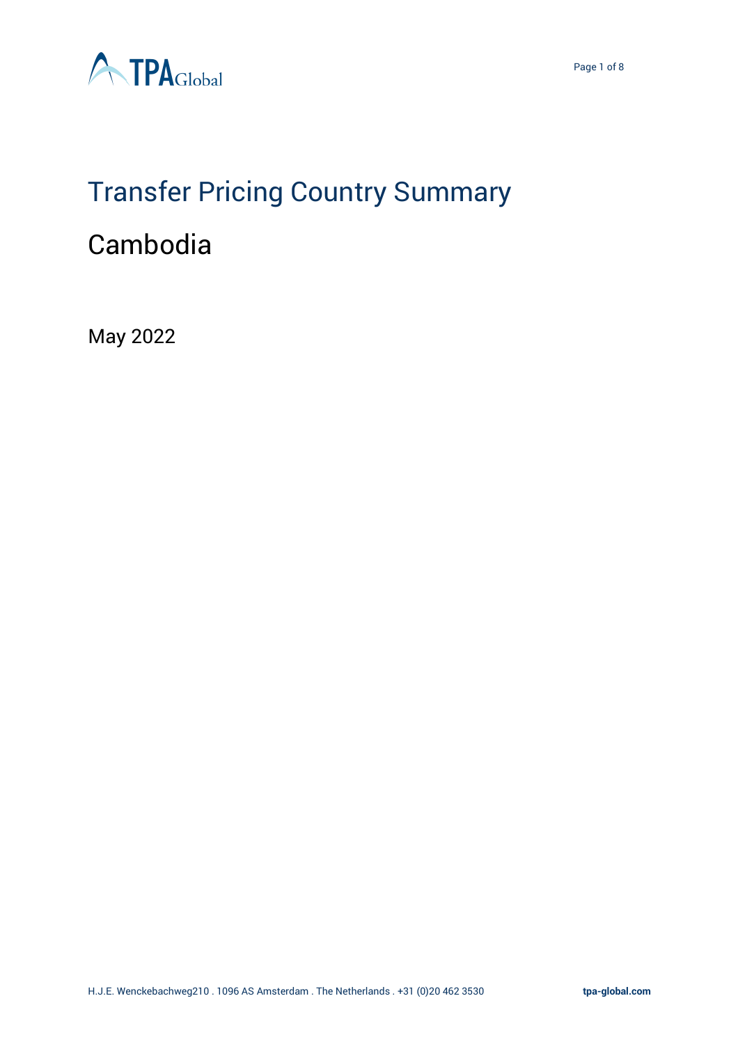# Transfer Pricing Country Summary

## Cambodia

May 2022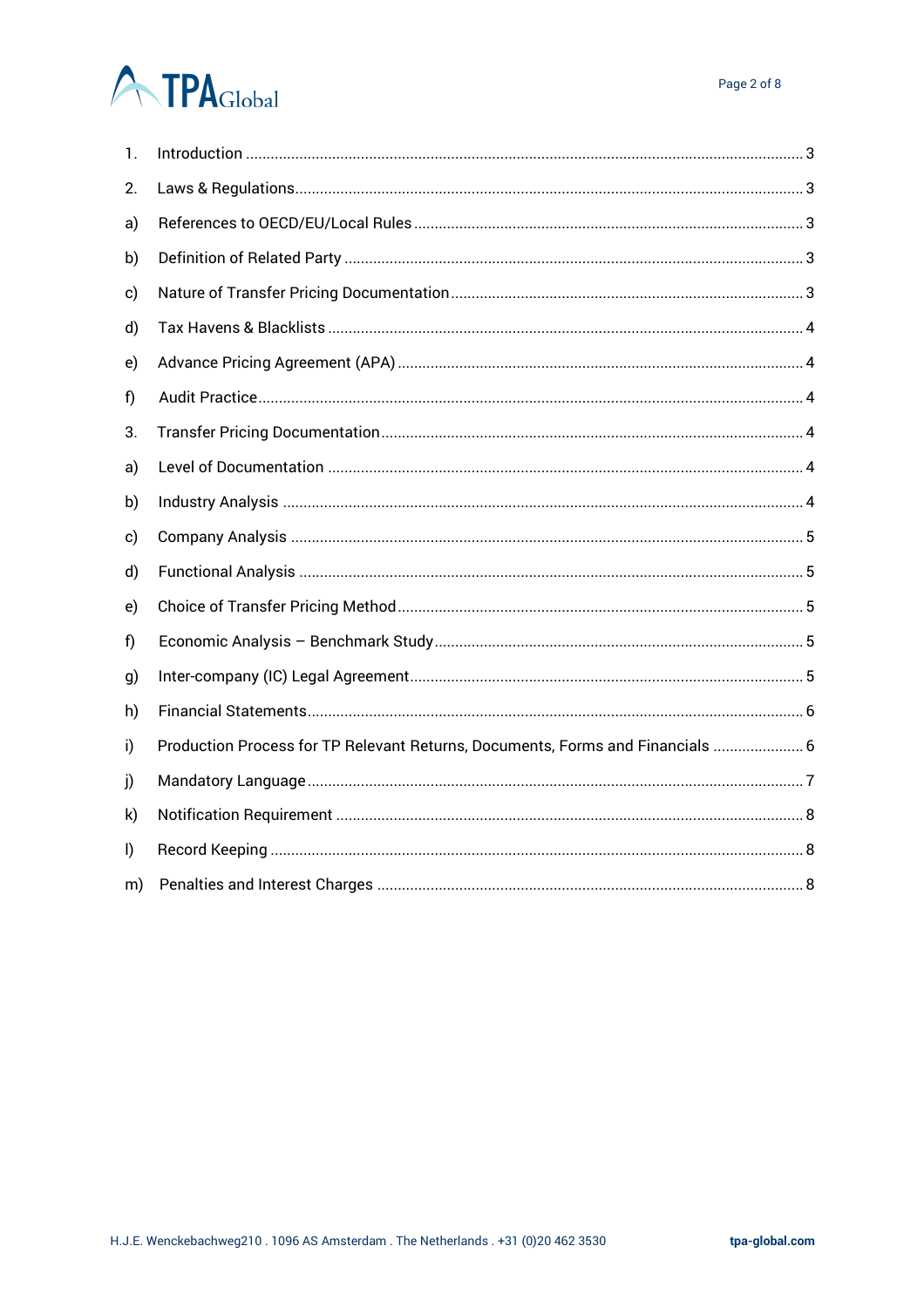1. Introduction ........ 3
2. Laws & Regulations ........ 3

a) References to OECD/EU/Local Rules ........ 3

b) Definition of Related Party ........ 3

c) Nature of Transfer Pricing Documentation ........ 3

d) Tax Havens & Blacklists ........ 4

e) Advance Pricing Agreement (APA) ........ 4

f) Audit Practice ........ 4

3. Transfer Pricing Documentation ........ 4

a) Level of Documentation ........ 4

b) Industry Analysis ........ 4

c) Company Analysis ........ 5

d) Functional Analysis ........ 5

e) Choice of Transfer Pricing Method ........ 5

f) Economic Analysis – Benchmark Study ........ 5

g) Inter-company (IC) Legal Agreement ........ 5

h) Financial Statements ........ 6

i) Production Process for TP Relevant Returns, Documents, Forms and Financials ........ 6

j) Mandatory Language ........ 7

k) Notification Requirement ........ 8

l) Record Keeping ........ 8

m) Penalties and Interest Charges ........ 8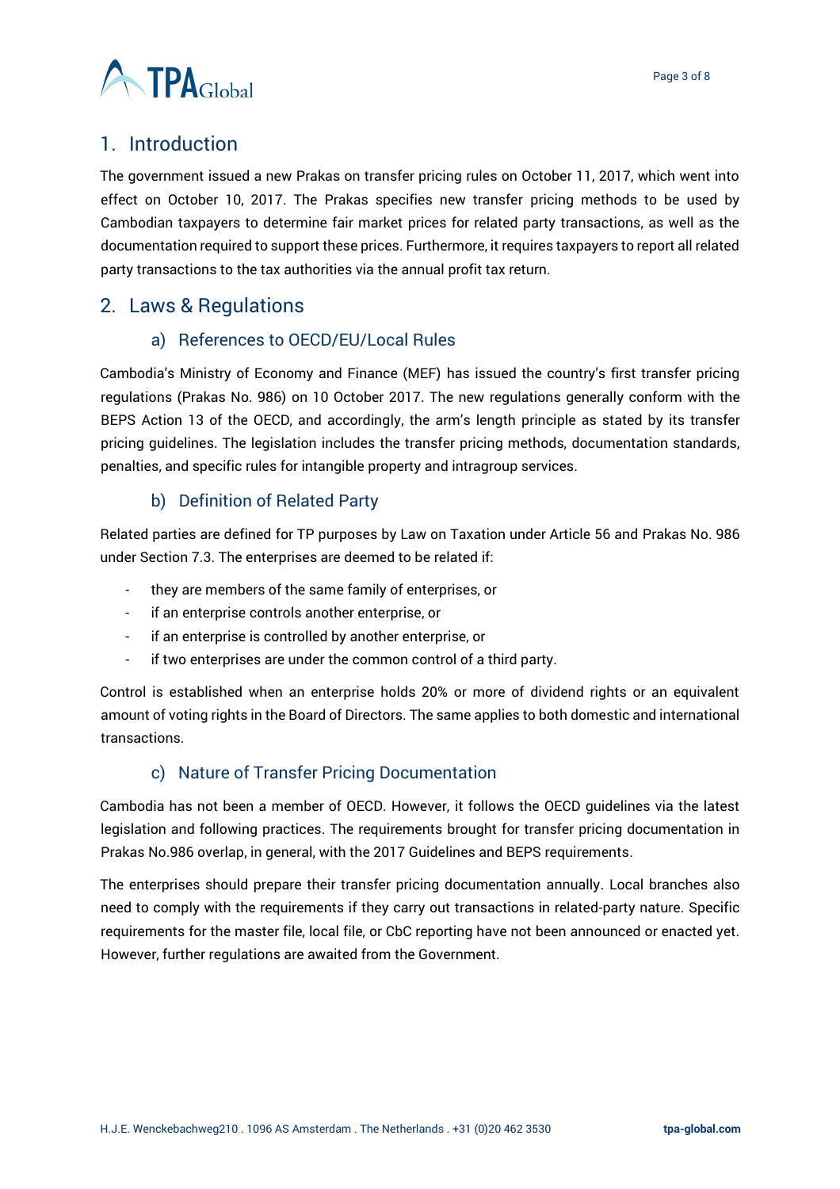## 1. Introduction

The government issued a new Prakas on transfer pricing rules on October 11, 2017, which went into effect on October 10, 2017. The Prakas specifies new transfer pricing methods to be used by Cambodian taxpayers to determine fair market prices for related party transactions, as well as the documentation required to support these prices. Furthermore, it requires taxpayers to report all related party transactions to the tax authorities via the annual profit tax return.

## 2. Laws & Regulations

### a) References to OECD/EU/Local Rules

Cambodia's Ministry of Economy and Finance (MEF) has issued the country's first transfer pricing regulations (Prakas No. 986) on 10 October 2017. The new regulations generally conform with the BEPS Action 13 of the OECD, and accordingly, the arm's length principle as stated by its transfer pricing guidelines. The legislation includes the transfer pricing methods, documentation standards, penalties, and specific rules for intangible property and intragroup services.

### b) Definition of Related Party

Related parties are defined for TP purposes by Law on Taxation under Article 56 and Prakas No. 986 under Section 7.3. The enterprises are deemed to be related if:

- they are members of the same family of enterprises, or
- if an enterprise controls another enterprise, or
- if an enterprise is controlled by another enterprise, or
- if two enterprises are under the common control of a third party.

Control is established when an enterprise holds 20% or more of dividend rights or an equivalent amount of voting rights in the Board of Directors. The same applies to both domestic and international transactions.

### c) Nature of Transfer Pricing Documentation

Cambodia has not been a member of OECD. However, it follows the OECD guidelines via the latest legislation and following practices. The requirements brought for transfer pricing documentation in Prakas No.986 overlap, in general, with the 2017 Guidelines and BEPS requirements.

The enterprises should prepare their transfer pricing documentation annually. Local branches also need to comply with the requirements if they carry out transactions in related-party nature. Specific requirements for the master file, local file, or CbC reporting have not been announced or enacted yet. However, further regulations are awaited from the Government.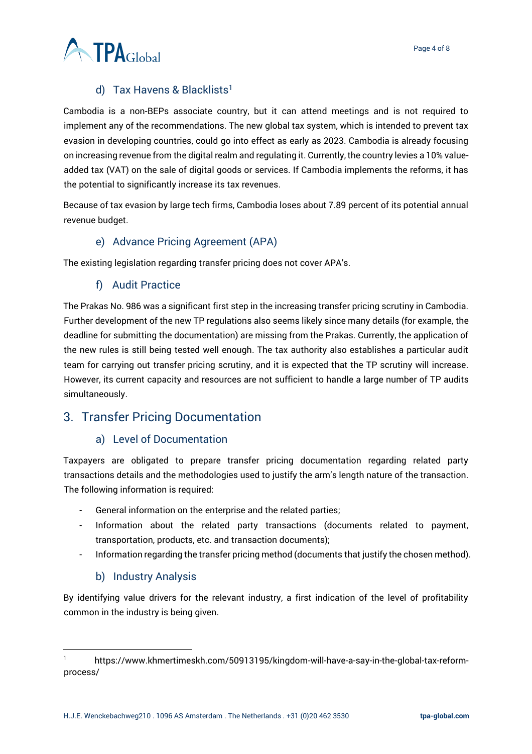### d) Tax Havens & Blacklists[1]

Cambodia is a non-BEPs associate country, but it can attend meetings and is not required to implement any of the recommendations. The new global tax system, which is intended to prevent tax evasion in developing countries, could go into effect as early as 2023. Cambodia is already focusing on increasing revenue from the digital realm and regulating it. Currently, the country levies a 10% value-added tax (VAT) on the sale of digital goods or services. If Cambodia implements the reforms, it has the potential to significantly increase its tax revenues.

Because of tax evasion by large tech firms, Cambodia loses about 7.89 percent of its potential annual revenue budget.

### e) Advance Pricing Agreement (APA)

The existing legislation regarding transfer pricing does not cover APA's.

### f) Audit Practice

The Prakas No. 986 was a significant first step in the increasing transfer pricing scrutiny in Cambodia. Further development of the new TP regulations also seems likely since many details (for example, the deadline for submitting the documentation) are missing from the Prakas. Currently, the application of the new rules is still being tested well enough. The tax authority also establishes a particular audit team for carrying out transfer pricing scrutiny, and it is expected that the TP scrutiny will increase. However, its current capacity and resources are not sufficient to handle a large number of TP audits simultaneously.

## 3. Transfer Pricing Documentation

### a) Level of Documentation

Taxpayers are obligated to prepare transfer pricing documentation regarding related party transactions details and the methodologies used to justify the arm's length nature of the transaction. The following information is required:

- General information on the enterprise and the related parties;
- Information about the related party transactions (documents related to payment, transportation, products, etc. and transaction documents);
- Information regarding the transfer pricing method (documents that justify the chosen method).

### b) Industry Analysis

By identifying value drivers for the relevant industry, a first indication of the level of profitability common in the industry is being given.

[1] https://www.khmertimeskh.com/50913195/kingdom-will-have-a-say-in-the-global-tax-reform-process/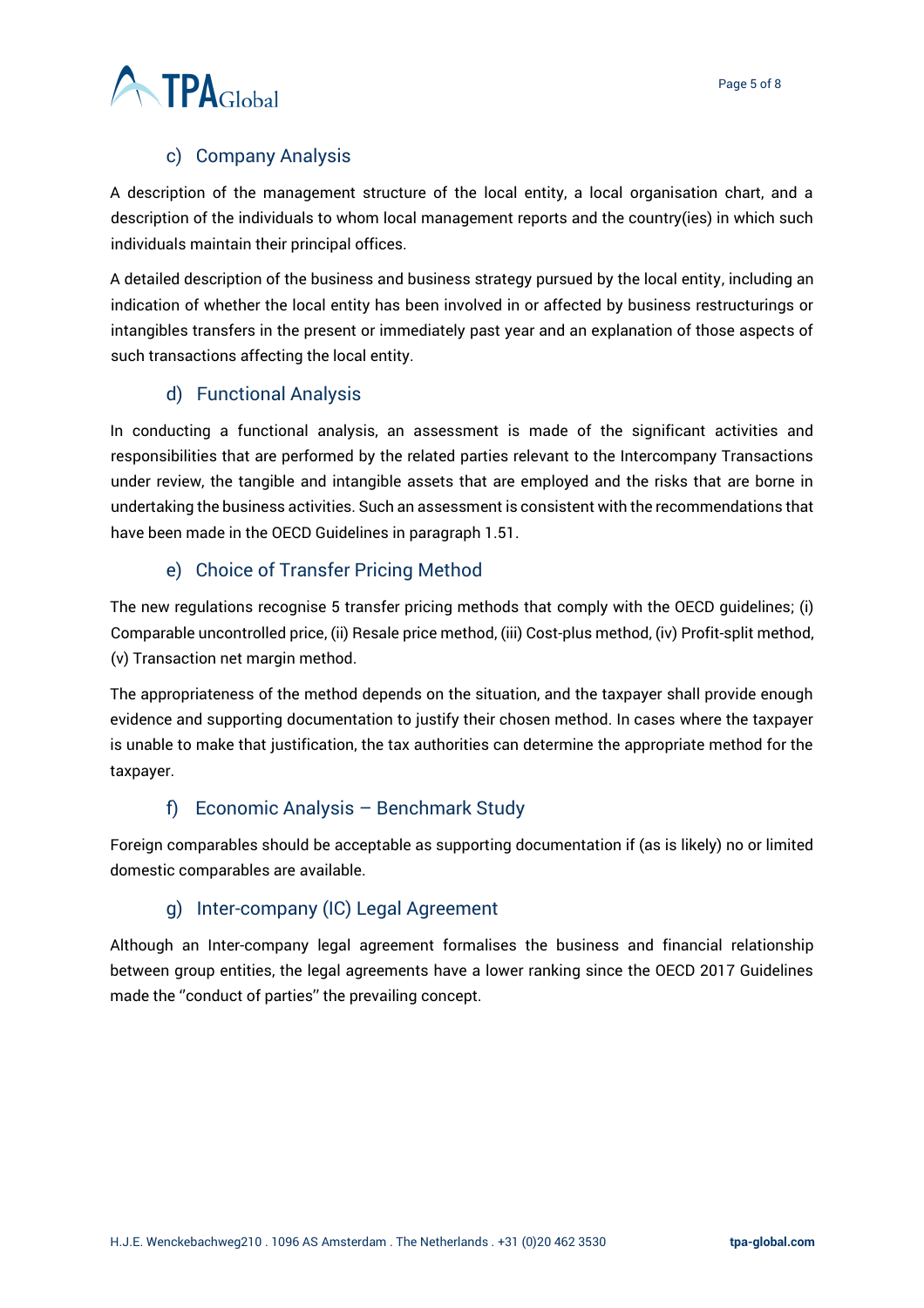### c) Company Analysis

A description of the management structure of the local entity, a local organisation chart, and a description of the individuals to whom local management reports and the country(ies) in which such individuals maintain their principal offices.

A detailed description of the business and business strategy pursued by the local entity, including an indication of whether the local entity has been involved in or affected by business restructurings or intangibles transfers in the present or immediately past year and an explanation of those aspects of such transactions affecting the local entity.

### d) Functional Analysis

In conducting a functional analysis, an assessment is made of the significant activities and responsibilities that are performed by the related parties relevant to the Intercompany Transactions under review, the tangible and intangible assets that are employed and the risks that are borne in undertaking the business activities. Such an assessment is consistent with the recommendations that have been made in the OECD Guidelines in paragraph 1.51.

### e) Choice of Transfer Pricing Method

The new regulations recognise 5 transfer pricing methods that comply with the OECD guidelines; (i) Comparable uncontrolled price, (ii) Resale price method, (iii) Cost-plus method, (iv) Profit-split method, (v) Transaction net margin method.

The appropriateness of the method depends on the situation, and the taxpayer shall provide enough evidence and supporting documentation to justify their chosen method. In cases where the taxpayer is unable to make that justification, the tax authorities can determine the appropriate method for the taxpayer.

### f) Economic Analysis – Benchmark Study

Foreign comparables should be acceptable as supporting documentation if (as is likely) no or limited domestic comparables are available.

### g) Inter-company (IC) Legal Agreement

Although an Inter-company legal agreement formalises the business and financial relationship between group entities, the legal agreements have a lower ranking since the OECD 2017 Guidelines made the ''conduct of parties'' the prevailing concept.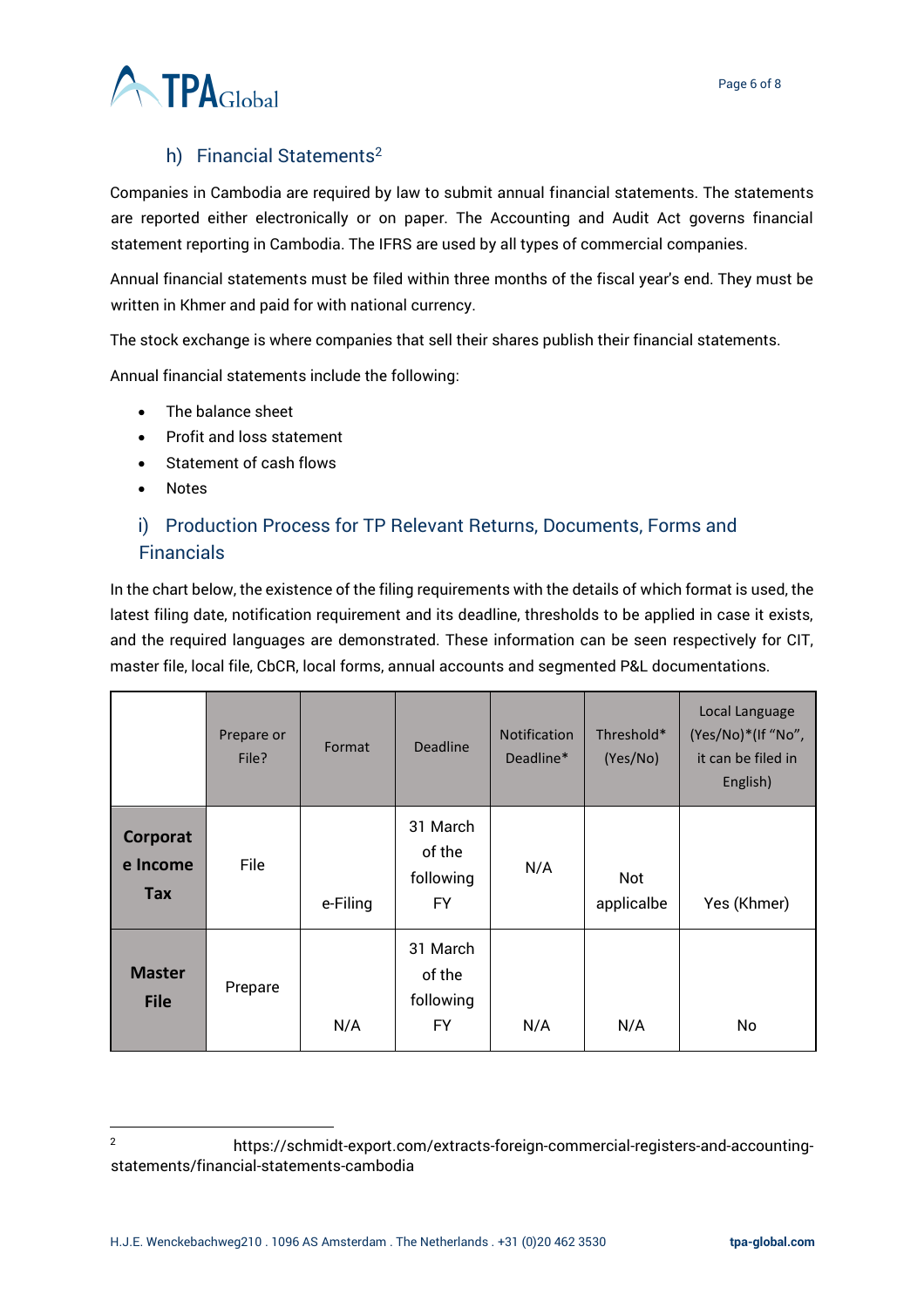### h) Financial Statements[2]

Companies in Cambodia are required by law to submit annual financial statements. The statements are reported either electronically or on paper. The Accounting and Audit Act governs financial statement reporting in Cambodia. The IFRS are used by all types of commercial companies.

Annual financial statements must be filed within three months of the fiscal year's end. They must be written in Khmer and paid for with national currency.

The stock exchange is where companies that sell their shares publish their financial statements.

Annual financial statements include the following:

- The balance sheet
- Profit and loss statement
- Statement of cash flows
- Notes

### i) Production Process for TP Relevant Returns, Documents, Forms and Financials

In the chart below, the existence of the filing requirements with the details of which format is used, the latest filing date, notification requirement and its deadline, thresholds to be applied in case it exists, and the required languages are demonstrated. These information can be seen respectively for CIT, master file, local file, CbCR, local forms, annual accounts and segmented P&L documentations.

| | Prepare or File? | Format | Deadline | Notification Deadline* | Threshold* (Yes/No) | Local Language (Yes/No)*(If "No", it can be filed in English) |
|---|---|---|---|---|---|---|
| **Corporate Income Tax** | File | e-Filing | 31 March of the following FY | N/A | Not applicalbe | Yes (Khmer) |
| **Master File** | Prepare | N/A | 31 March of the following FY | N/A | N/A | No |

[2] https://schmidt-export.com/extracts-foreign-commercial-registers-and-accounting-statements/financial-statements-cambodia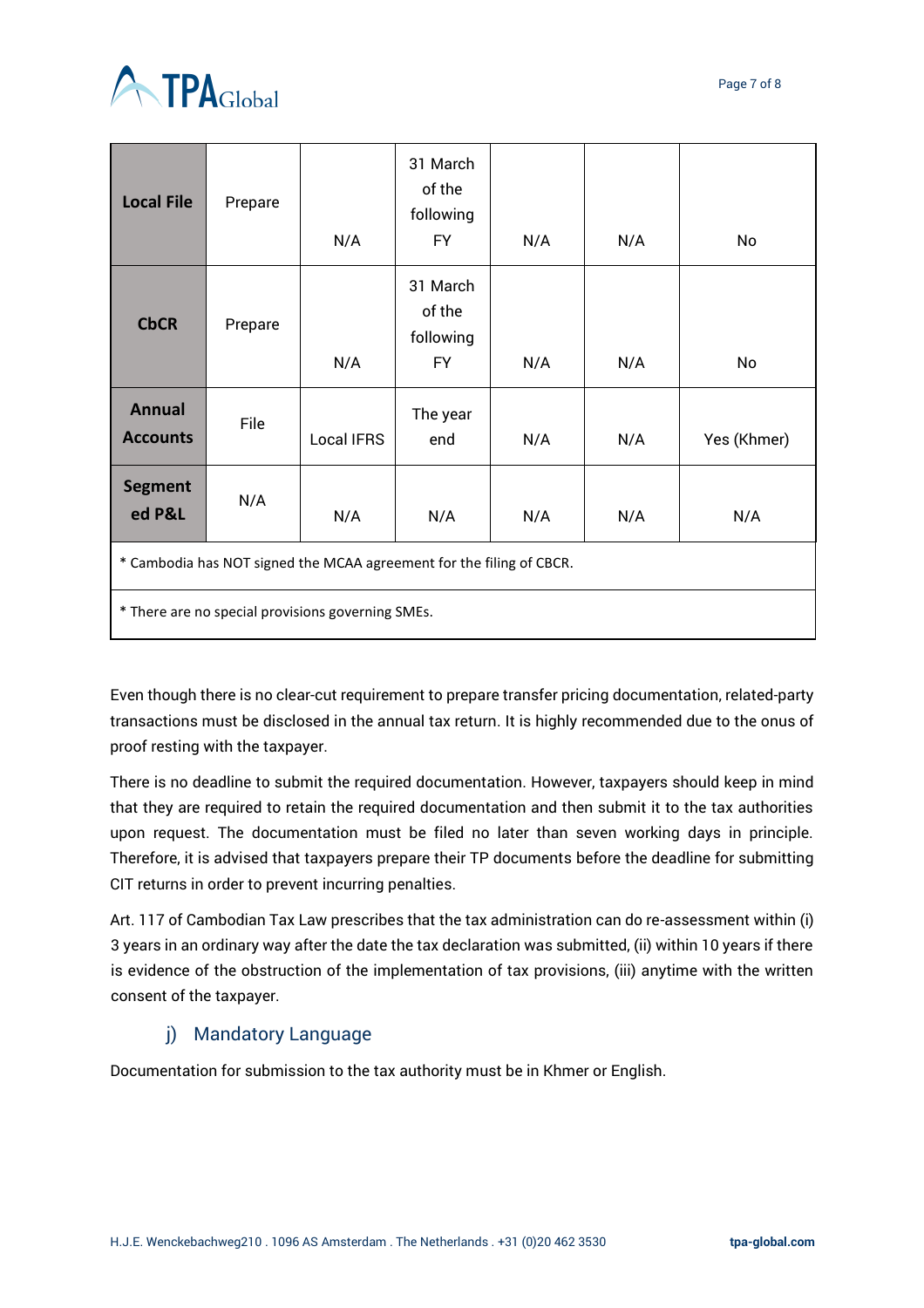| Local File | Prepare | N/A | 31 March of the following FY | N/A | N/A | No |
|---|---|---|---|---|---|---|
| **CbCR** | Prepare | N/A | 31 March of the following FY | N/A | N/A | No |
| **Annual Accounts** | File | Local IFRS | The year end | N/A | N/A | Yes (Khmer) |
| **Segmented P&L** | N/A | N/A | N/A | N/A | N/A | N/A |
| * Cambodia has NOT signed the MCAA agreement for the filing of CBCR. | | | | | | |
| * There are no special provisions governing SMEs. | | | | | | |

Even though there is no clear-cut requirement to prepare transfer pricing documentation, related-party transactions must be disclosed in the annual tax return. It is highly recommended due to the onus of proof resting with the taxpayer.

There is no deadline to submit the required documentation. However, taxpayers should keep in mind that they are required to retain the required documentation and then submit it to the tax authorities upon request. The documentation must be filed no later than seven working days in principle. Therefore, it is advised that taxpayers prepare their TP documents before the deadline for submitting CIT returns in order to prevent incurring penalties.

Art. 117 of Cambodian Tax Law prescribes that the tax administration can do re-assessment within (i) 3 years in an ordinary way after the date the tax declaration was submitted, (ii) within 10 years if there is evidence of the obstruction of the implementation of tax provisions, (iii) anytime with the written consent of the taxpayer.

### j) Mandatory Language

Documentation for submission to the tax authority must be in Khmer or English.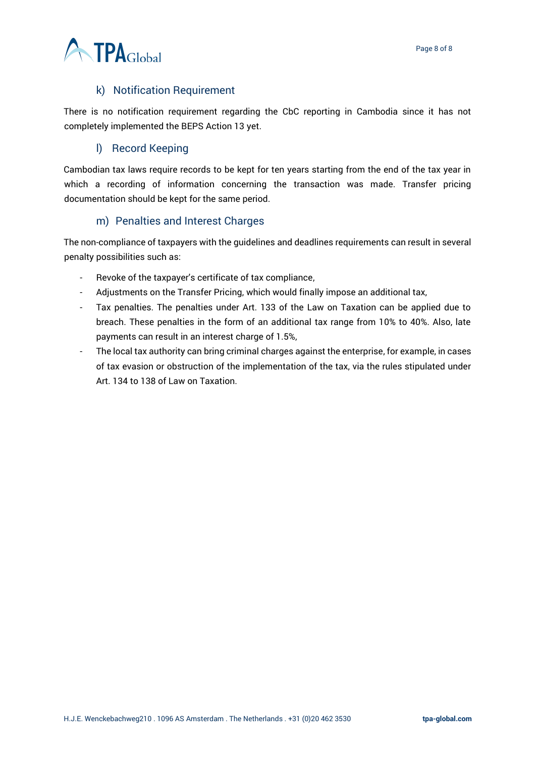### k) Notification Requirement

There is no notification requirement regarding the CbC reporting in Cambodia since it has not completely implemented the BEPS Action 13 yet.

### l) Record Keeping

Cambodian tax laws require records to be kept for ten years starting from the end of the tax year in which a recording of information concerning the transaction was made. Transfer pricing documentation should be kept for the same period.

### m) Penalties and Interest Charges

The non-compliance of taxpayers with the guidelines and deadlines requirements can result in several penalty possibilities such as:

- Revoke of the taxpayer's certificate of tax compliance,
- Adjustments on the Transfer Pricing, which would finally impose an additional tax,
- Tax penalties. The penalties under Art. 133 of the Law on Taxation can be applied due to breach. These penalties in the form of an additional tax range from 10% to 40%. Also, late payments can result in an interest charge of 1.5%,
- The local tax authority can bring criminal charges against the enterprise, for example, in cases of tax evasion or obstruction of the implementation of the tax, via the rules stipulated under Art. 134 to 138 of Law on Taxation.